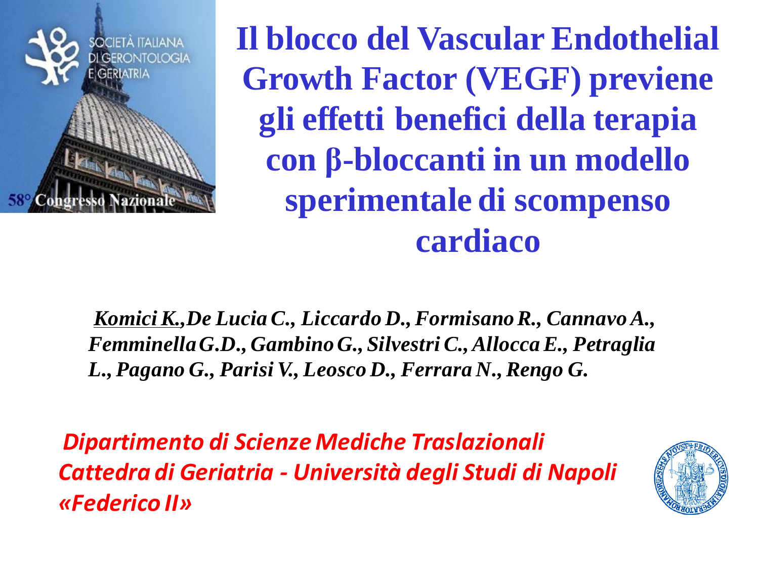# Il blocco del Vascular Endothelial Growth Factor (VEGF) previene gli effetti benefici della terapia con β-bloccanti in un modello sperimentale di scompenso cardiaco

***Komici K.**, De Lucia C., Liccardo D., Formisano R., Cannavo A., Femminella G.D., Gambino G., Silvestri C., Allocca E., Petraglia L., Pagano G., Parisi V., Leosco D., Ferrara N., Rengo G.*

*Dipartimento di Scienze Mediche Traslazionali*
*Cattedra di Geriatria - Università degli Studi di Napoli «Federico II»*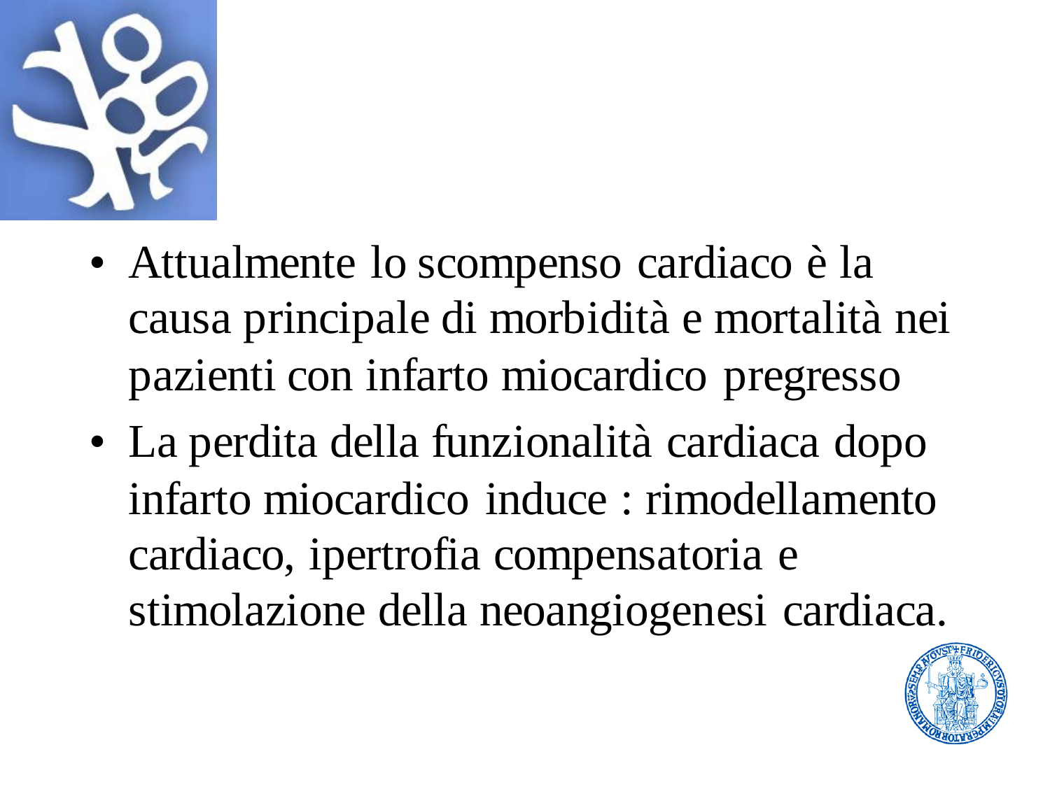- Attualmente lo scompenso cardiaco è la causa principale di morbidità e mortalità nei pazienti con infarto miocardico pregresso
- La perdita della funzionalità cardiaca dopo infarto miocardico induce : rimodellamento cardiaco, ipertrofia compensatoria e stimolazione della neoangiogenesi cardiaca.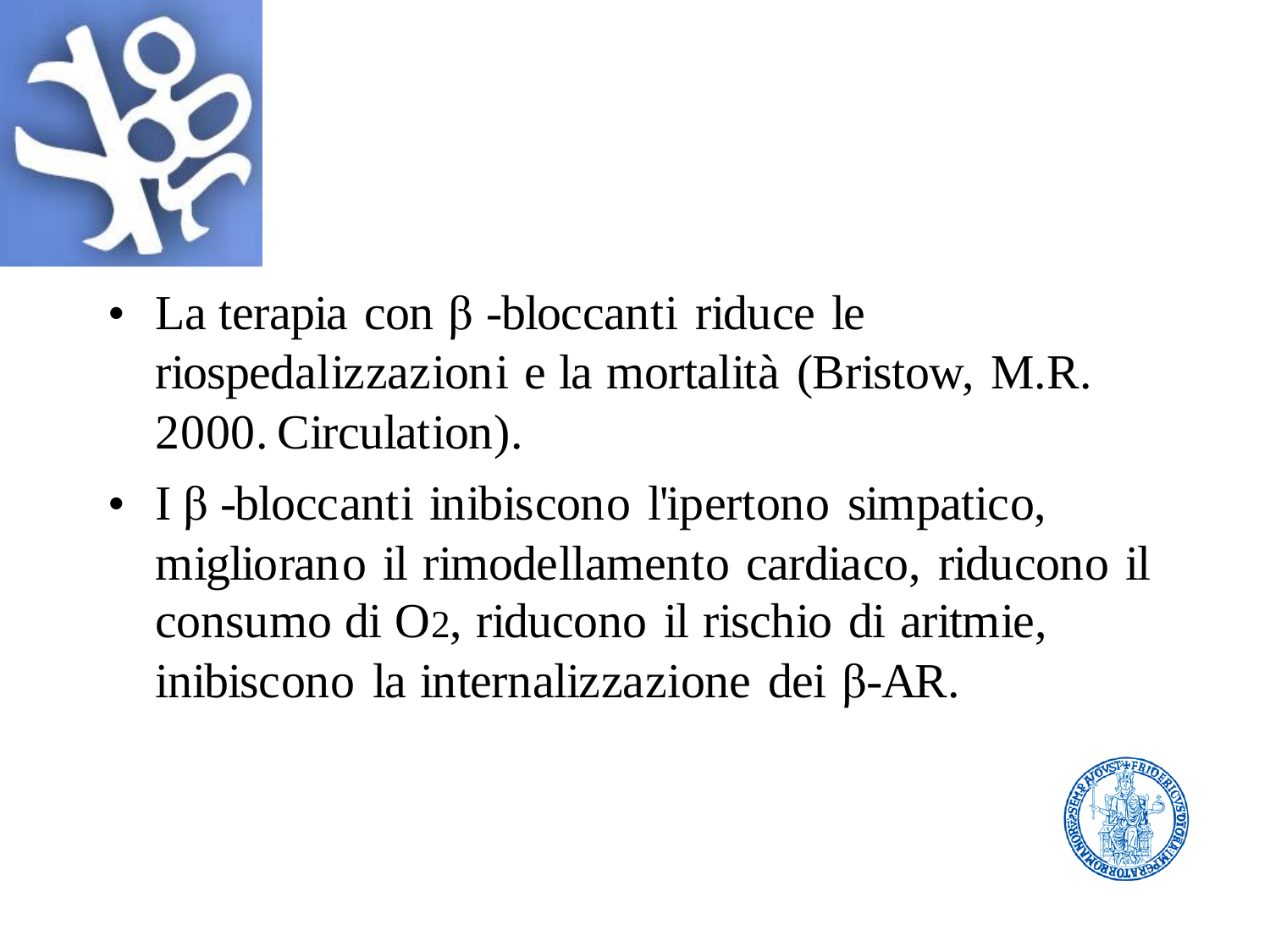- La terapia con β -bloccanti riduce le riospedalizzazioni e la mortalità (Bristow, M.R. 2000. Circulation).
- I β -bloccanti inibiscono l'ipertono simpatico, migliorano il rimodellamento cardiaco, riducono il consumo di $O_2$, riducono il rischio di aritmie, inibiscono la internalizzazione dei β-AR.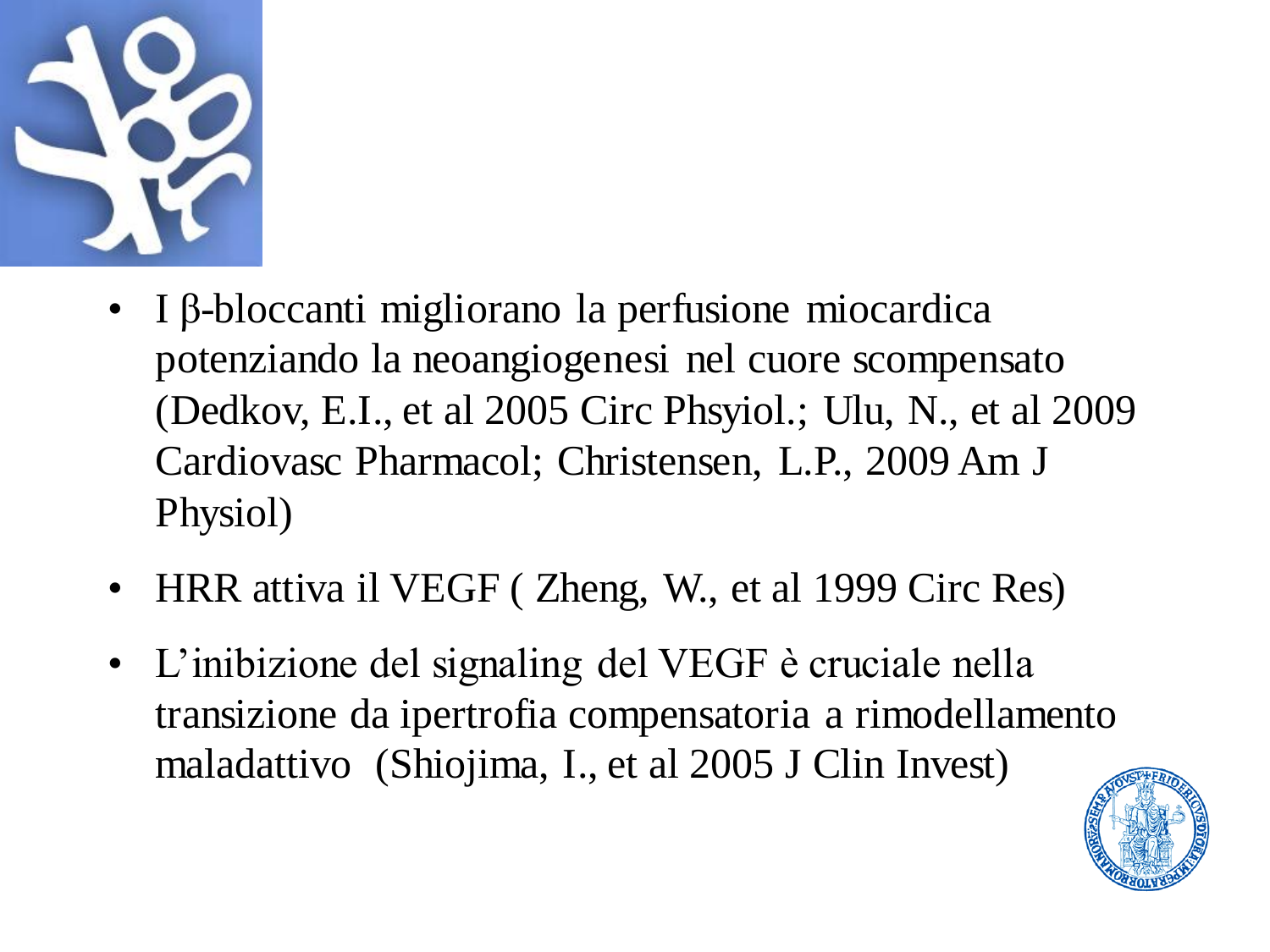- I β-bloccanti migliorano la perfusione miocardica potenziando la neoangiogenesi nel cuore scompensato (Dedkov, E.I., et al 2005 Circ Phsyiol.; Ulu, N., et al 2009 Cardiovasc Pharmacol; Christensen, L.P., 2009 Am J Physiol)
- HRR attiva il VEGF ( Zheng, W., et al 1999 Circ Res)
- L'inibizione del signaling del VEGF è cruciale nella transizione da ipertrofia compensatoria a rimodellamento maladattivo (Shiojima, I., et al 2005 J Clin Invest)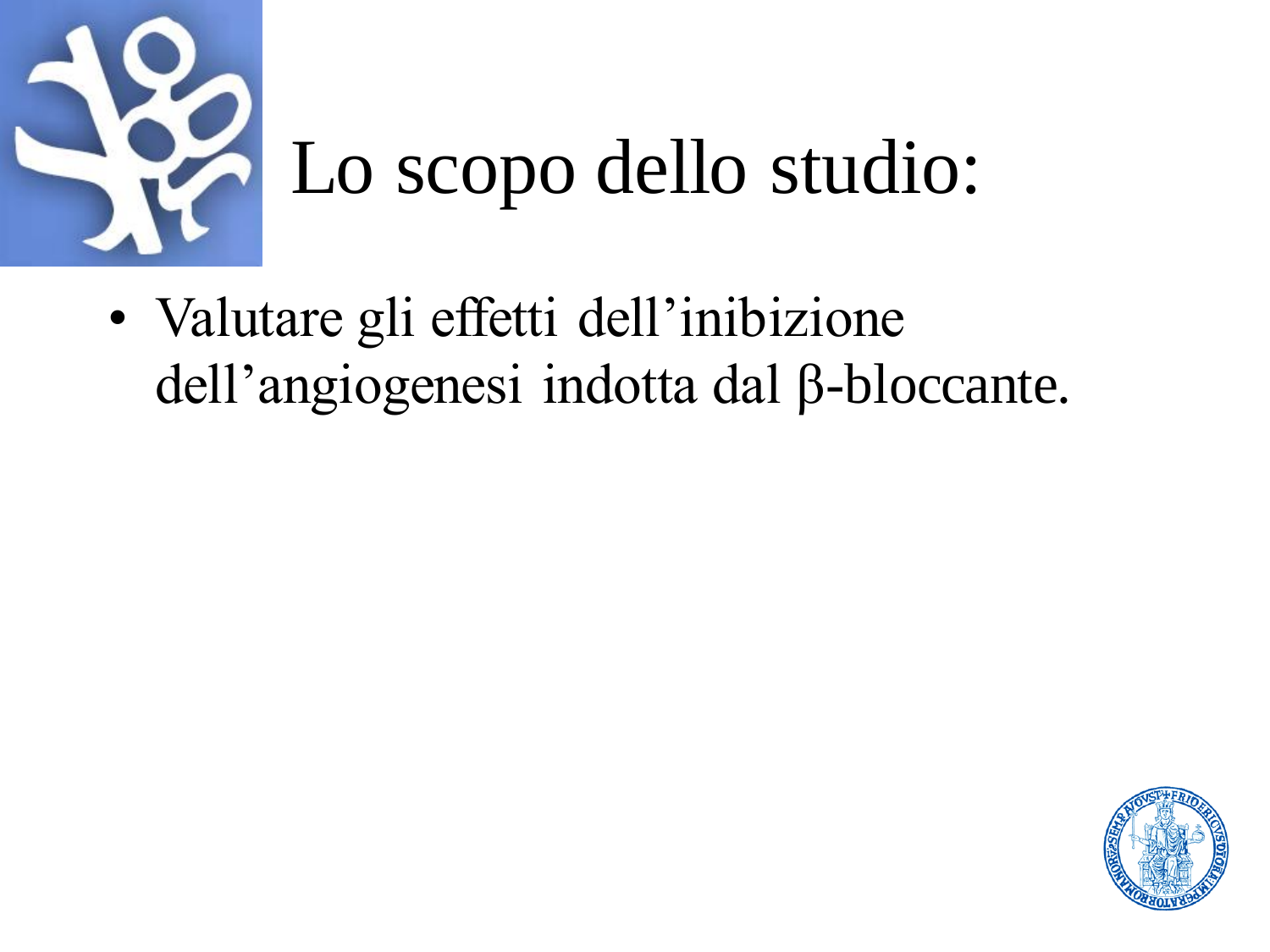# Lo scopo dello studio:

- Valutare gli effetti dell'inibizione dell'angiogenesi indotta dal β-bloccante.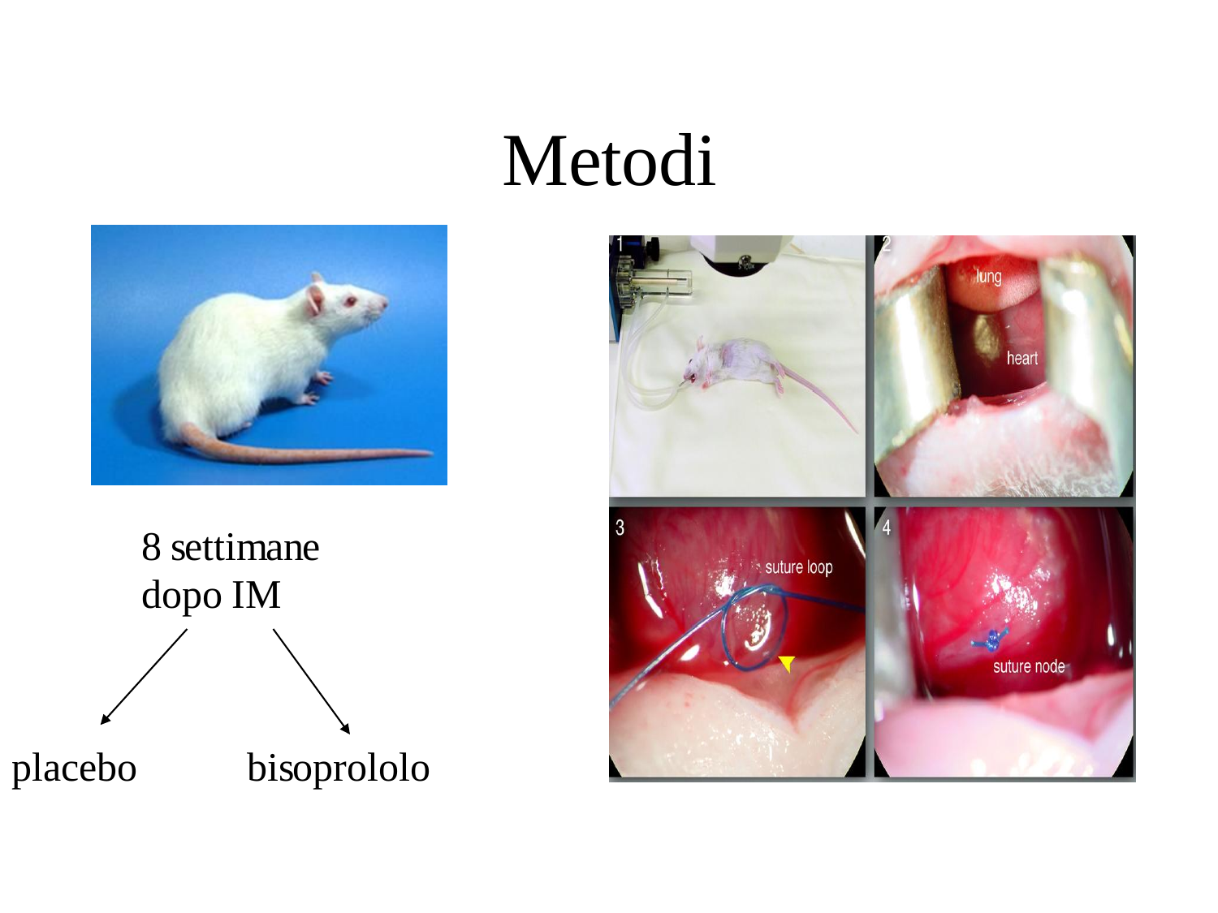# Metodi

8 settimane dopo IM

placebo

bisoprololo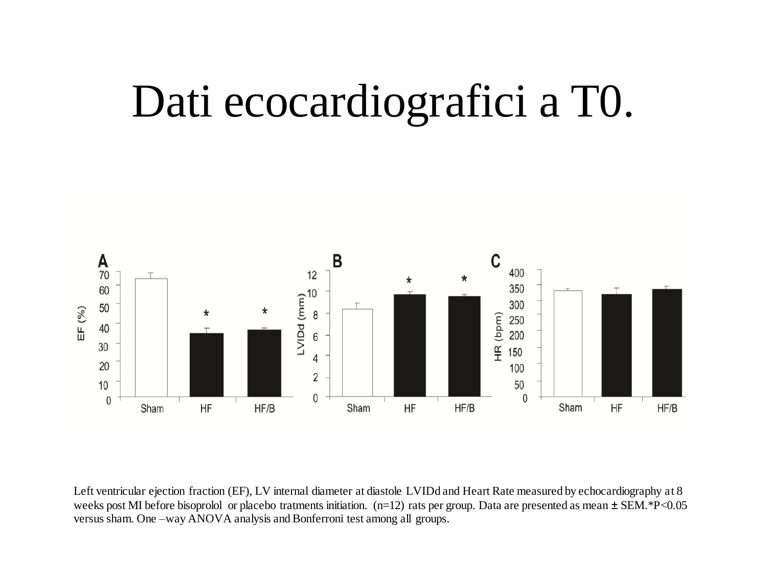# Dati ecocardiografici a T0.

Left ventricular ejection fraction (EF), LV internal diameter at diastole LVIDd and Heart Rate measured by echocardiography at 8 weeks post MI before bisoprolol or placebo tratments initiation. (n=12) rats per group. Data are presented as mean ± SEM.*P<0.05 versus sham. One –way ANOVA analysis and Bonferroni test among all groups.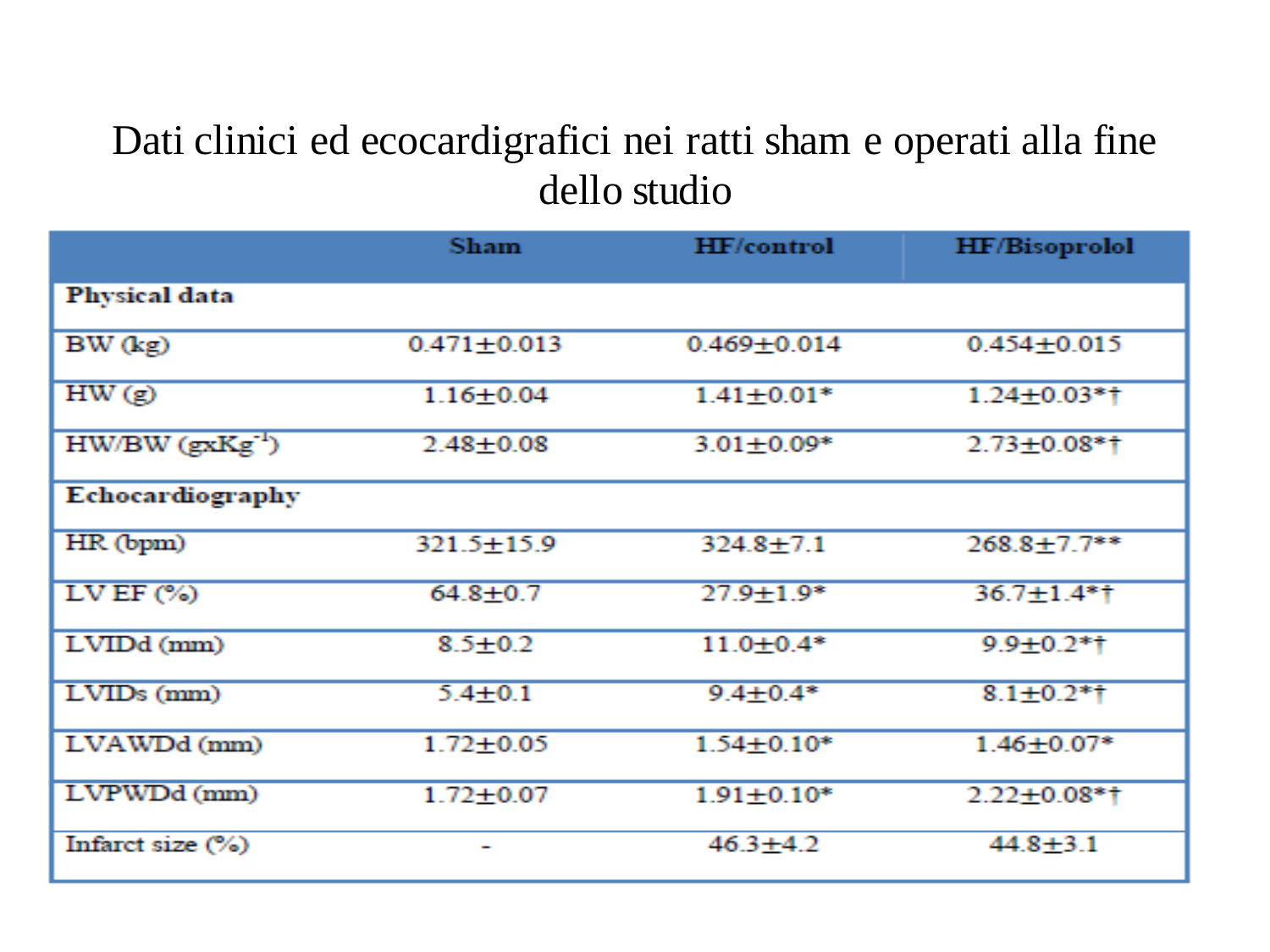# Dati clinici ed ecocardigrafici nei ratti sham e operati alla fine dello studio

| | Sham | HF/control | HF/Bisoprolol |
|---|---|---|---|
| **Physical data** | | | |
| BW (kg) | 0.471±0.013 | 0.469±0.014 | 0.454±0.015 |
| HW (g) | 1.16±0.04 | 1.41±0.01* | 1.24±0.03*† |
| HW/BW ($g \times Kg^{-1}$) | 2.48±0.08 | 3.01±0.09* | 2.73±0.08*† |
| **Echocardiography** | | | |
| HR (bpm) | 321.5±15.9 | 324.8±7.1 | 268.8±7.7** |
| LV EF (%) | 64.8±0.7 | 27.9±1.9* | 36.7±1.4*† |
| LVIDd (mm) | 8.5±0.2 | 11.0±0.4* | 9.9±0.2*† |
| LVIDs (mm) | 5.4±0.1 | 9.4±0.4* | 8.1±0.2*† |
| LVAWDd (mm) | 1.72±0.05 | 1.54±0.10* | 1.46±0.07* |
| LVPWDd (mm) | 1.72±0.07 | 1.91±0.10* | 2.22±0.08*† |
| Infarct size (%) | - | 46.3±4.2 | 44.8±3.1 |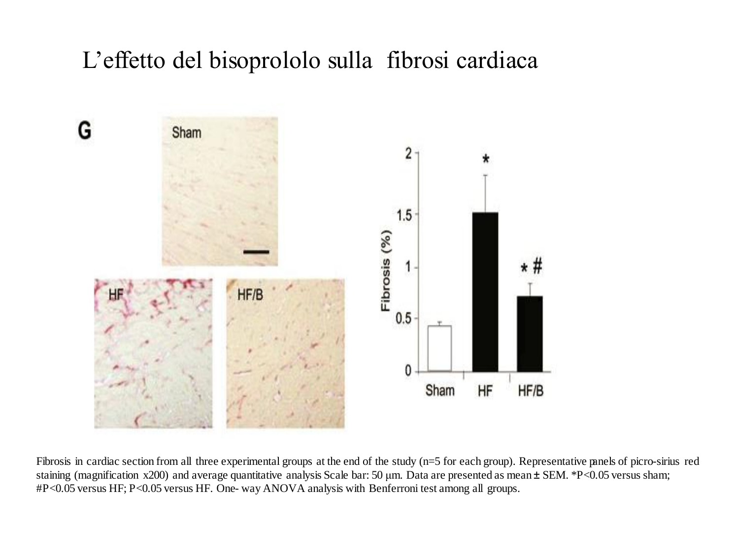# L'effetto del bisoprololo sulla fibrosi cardiaca

Fibrosis in cardiac section from all three experimental groups at the end of the study (n=5 for each group). Representative panels of picro-sirius red staining (magnification x200) and average quantitative analysis Scale bar: 50 μm. Data are presented as mean ± SEM. *P<0.05 versus sham; #P<0.05 versus HF; P<0.05 versus HF. One- way ANOVA analysis with Benferroni test among all groups.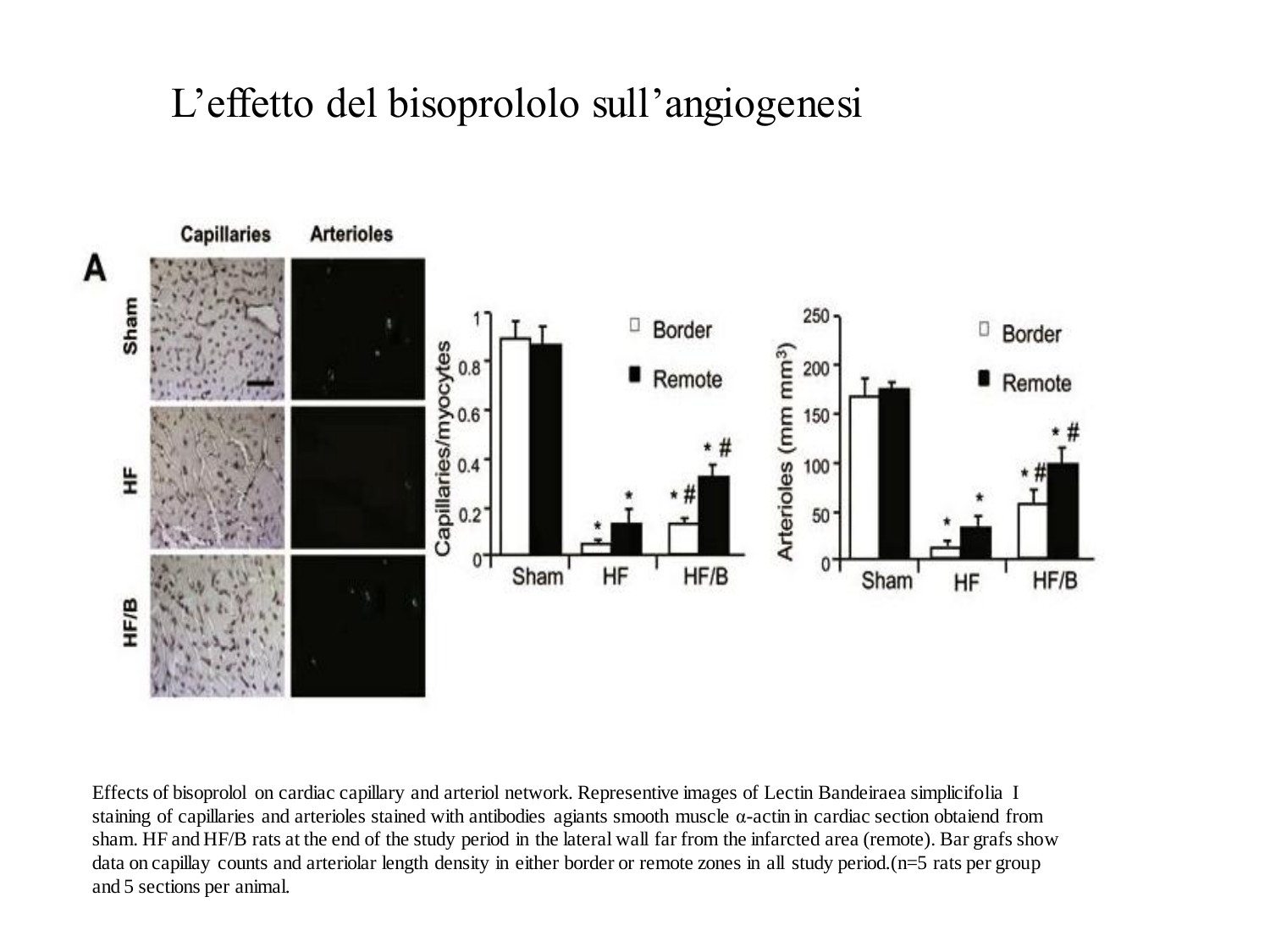# L'effetto del bisoprololo sull'angiogenesi

Effects of bisoprolol on cardiac capillary and arteriol network. Representive images of Lectin Bandeiraea simplicifolia I staining of capillaries and arterioles stained with antibodies agiants smooth muscle α-actin in cardiac section obtaiend from sham. HF and HF/B rats at the end of the study period in the lateral wall far from the infarcted area (remote). Bar grafs show data on capillay counts and arteriolar length density in either border or remote zones in all study period.(n=5 rats per group and 5 sections per animal.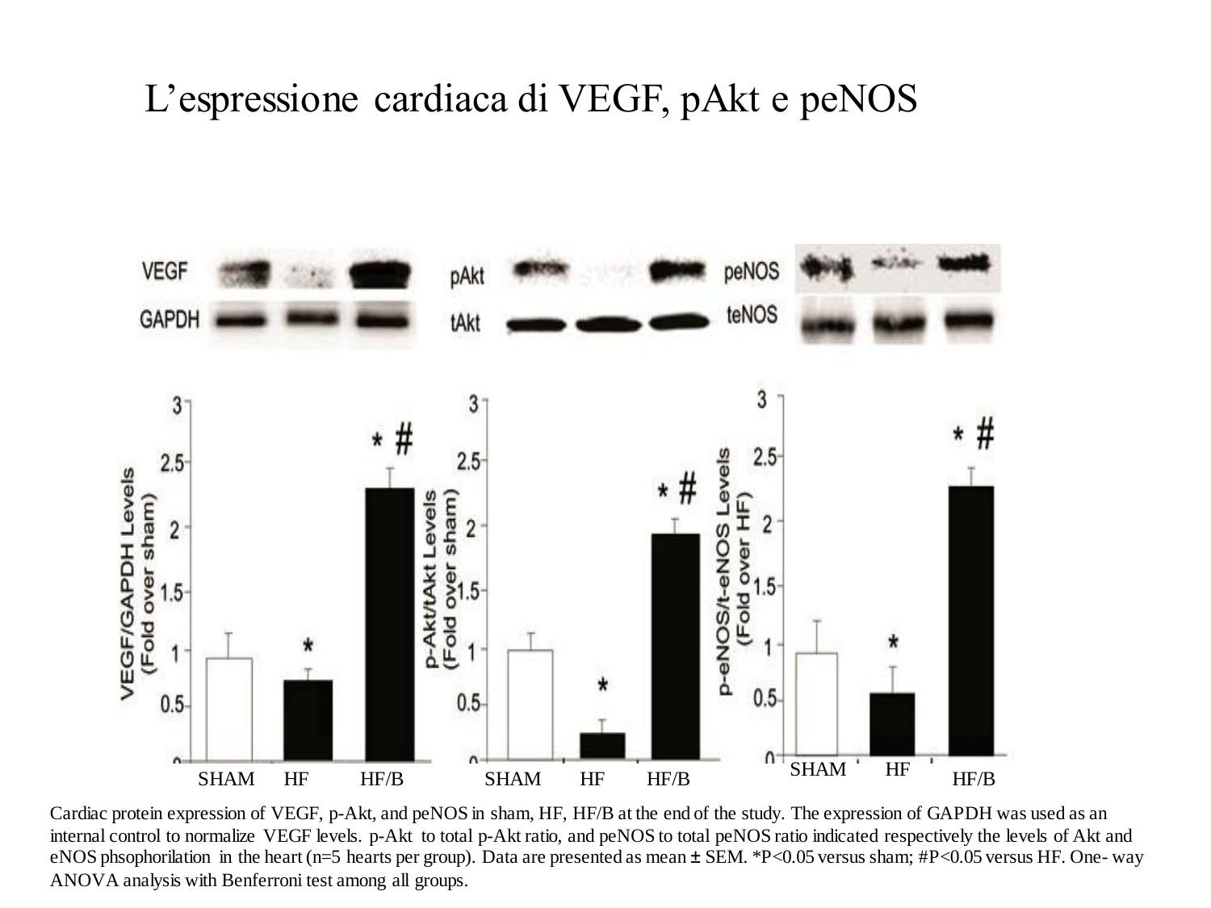# L'espressione cardiaca di VEGF, pAkt e peNOS

Cardiac protein expression of VEGF, p-Akt, and peNOS in sham, HF, HF/B at the end of the study. The expression of GAPDH was used as an internal control to normalize VEGF levels. p-Akt to total p-Akt ratio, and peNOS to total peNOS ratio indicated respectively the levels of Akt and eNOS phsophorilation in the heart (n=5 hearts per group). Data are presented as mean ± SEM. *P<0.05 versus sham; #P<0.05 versus HF. One- way ANOVA analysis with Benferroni test among all groups.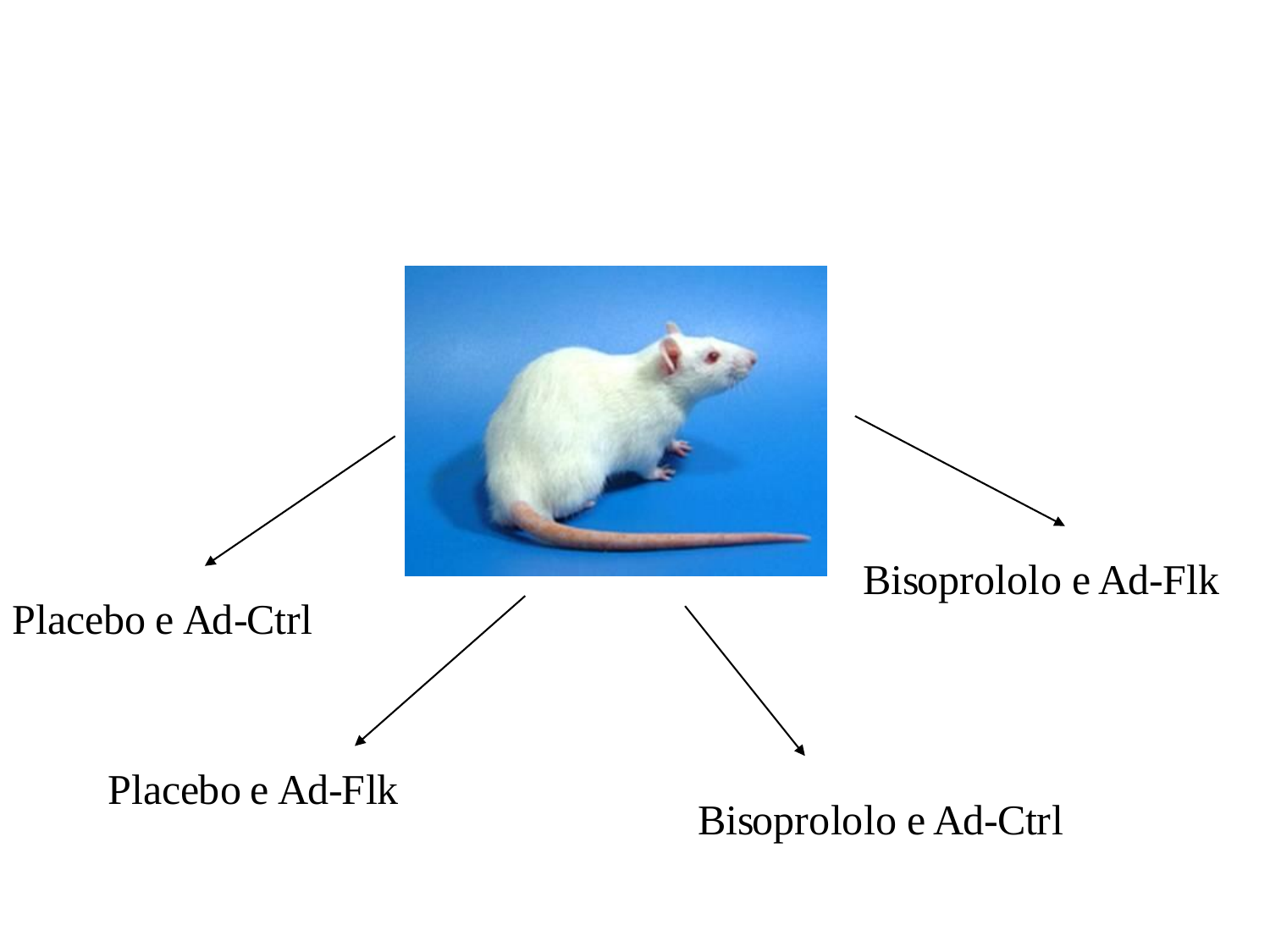Placebo e Ad-Ctrl

Placebo e Ad-Flk

Bisoprololo e Ad-Ctrl

Bisoprololo e Ad-Flk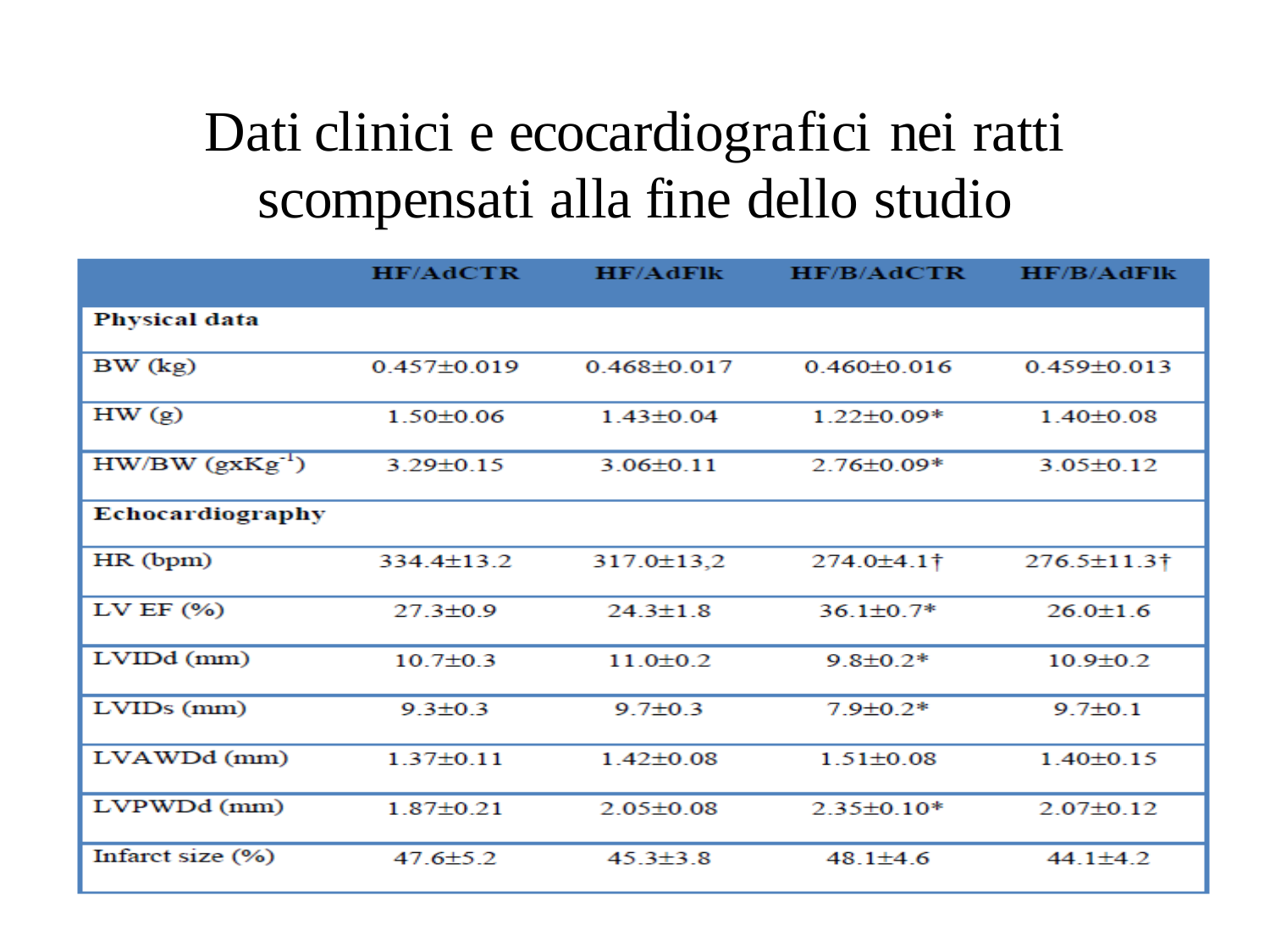# Dati clinici e ecocardiografici nei ratti scompensati alla fine dello studio

| | HF/AdCTR | HF/AdFlk | HF/B/AdCTR | HF/B/AdFlk |
|---|---|---|---|---|
| **Physical data** | | | | |
| BW (kg) | 0.457±0.019 | 0.468±0.017 | 0.460±0.016 | 0.459±0.013 |
| HW (g) | 1.50±0.06 | 1.43±0.04 | 1.22±0.09* | 1.40±0.08 |
| HW/BW ($gxKg^{-1}$) | 3.29±0.15 | 3.06±0.11 | 2.76±0.09* | 3.05±0.12 |
| **Echocardiography** | | | | |
| HR (bpm) | 334.4±13.2 | 317.0±13,2 | 274.0±4.1† | 276.5±11.3† |
| LV EF (%) | 27.3±0.9 | 24.3±1.8 | 36.1±0.7* | 26.0±1.6 |
| LVIDd (mm) | 10.7±0.3 | 11.0±0.2 | 9.8±0.2* | 10.9±0.2 |
| LVIDs (mm) | 9.3±0.3 | 9.7±0.3 | 7.9±0.2* | 9.7±0.1 |
| LVAWDd (mm) | 1.37±0.11 | 1.42±0.08 | 1.51±0.08 | 1.40±0.15 |
| LVPWDd (mm) | 1.87±0.21 | 2.05±0.08 | 2.35±0.10* | 2.07±0.12 |
| Infarct size (%) | 47.6±5.2 | 45.3±3.8 | 48.1±4.6 | 44.1±4.2 |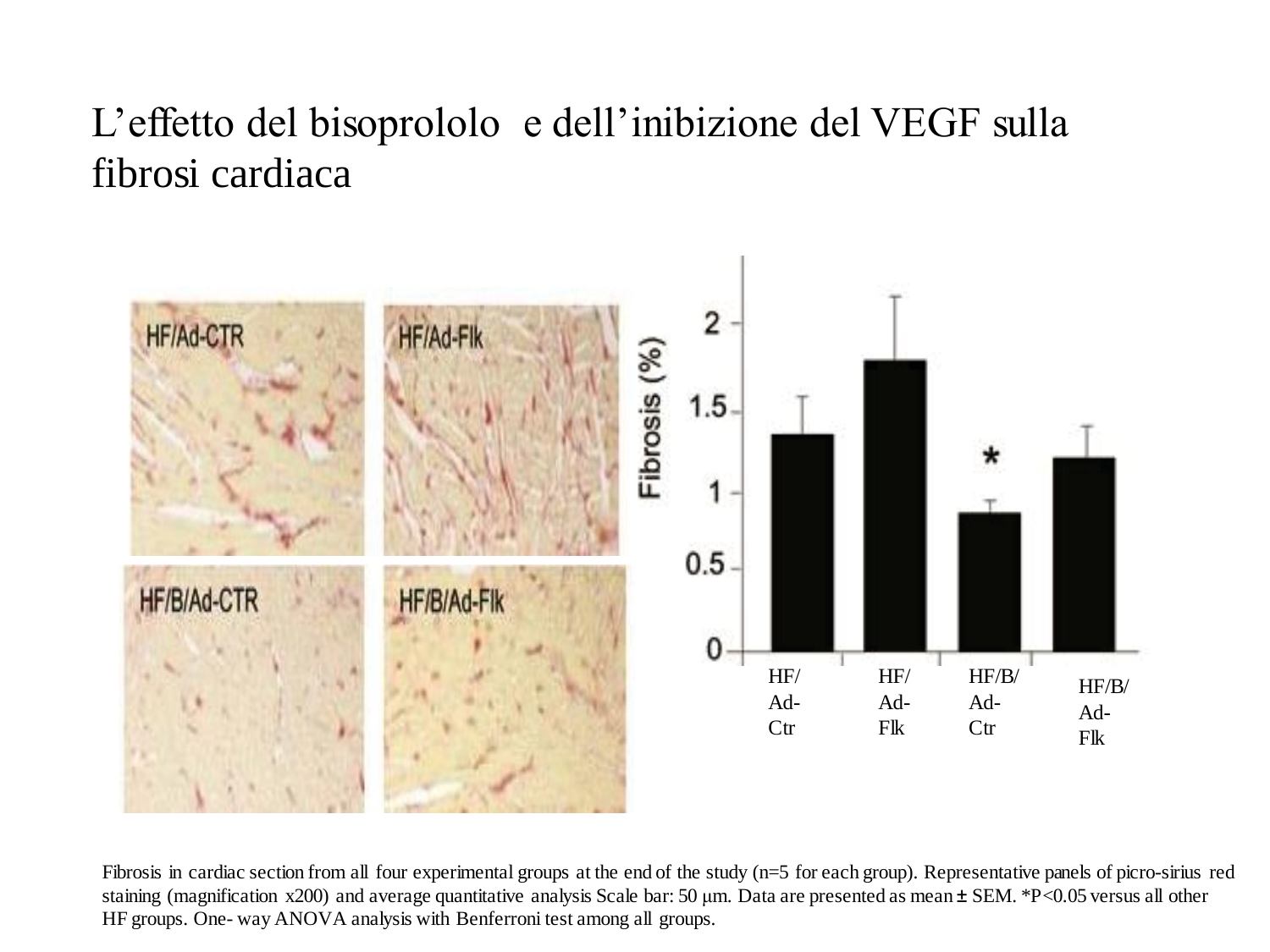# L'effetto del bisoprololo e dell'inibizione del VEGF sulla fibrosi cardiaca

Fibrosis in cardiac section from all four experimental groups at the end of the study (n=5 for each group). Representative panels of picro-sirius red staining (magnification x200) and average quantitative analysis Scale bar: 50 μm. Data are presented as mean ± SEM. *P<0.05 versus all other HF groups. One- way ANOVA analysis with Benferroni test among all groups.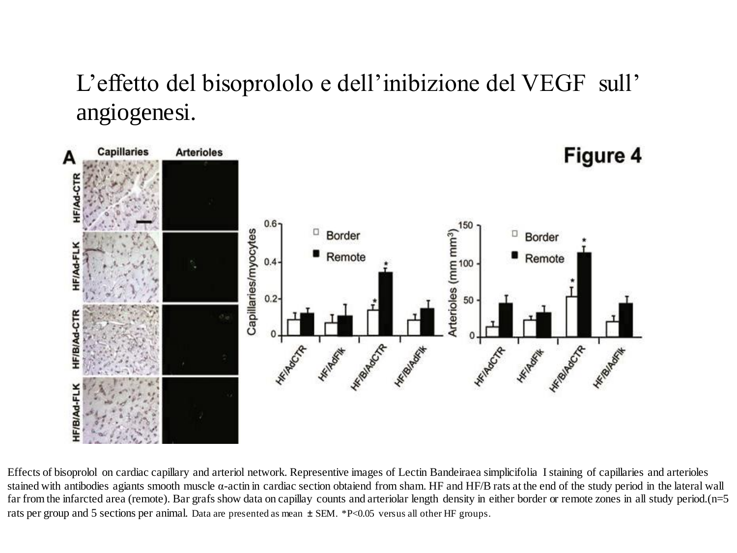# L'effetto del bisoprololo e dell'inibizione del VEGF sull' angiogenesi.

Effects of bisoprolol on cardiac capillary and arteriol network. Representive images of Lectin Bandeiraea simplicifolia I staining of capillaries and arterioles stained with antibodies agiants smooth muscle α-actin in cardiac section obtaiend from sham. HF and HF/B rats at the end of the study period in the lateral wall far from the infarcted area (remote). Bar grafs show data on capillay counts and arteriolar length density in either border or remote zones in all study period.(n=5 rats per group and 5 sections per animal. Data are presented as mean ± SEM. *P<0.05 versus all other HF groups.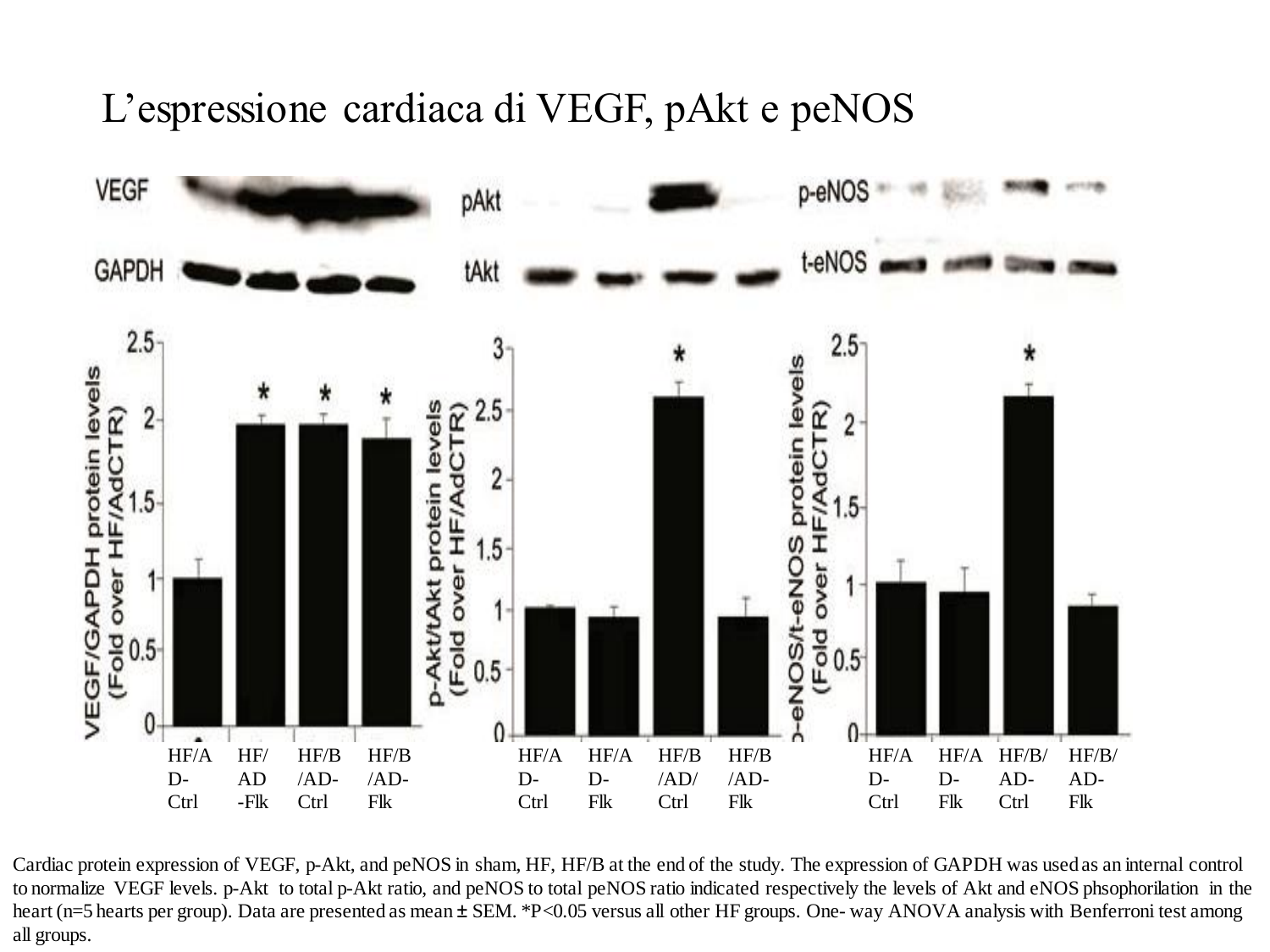# L'espressione cardiaca di VEGF, pAkt e peNOS

HF/AD-Ctrl HF/AD-Flk HF/B/AD-Ctrl HF/B/AD-Flk

HF/AD-Ctrl HF/AD-Flk HF/B/AD/Ctrl HF/B/AD-Flk

HF/AD-Ctrl HF/AD-Flk HF/B/AD-Ctrl HF/B/AD-Flk

Cardiac protein expression of VEGF, p-Akt, and peNOS in sham, HF, HF/B at the end of the study. The expression of GAPDH was used as an internal control to normalize VEGF levels. p-Akt to total p-Akt ratio, and peNOS to total peNOS ratio indicated respectively the levels of Akt and eNOS phsophorilation in the heart (n=5 hearts per group). Data are presented as mean ± SEM. *P<0.05 versus all other HF groups. One- way ANOVA analysis with Benferroni test among all groups.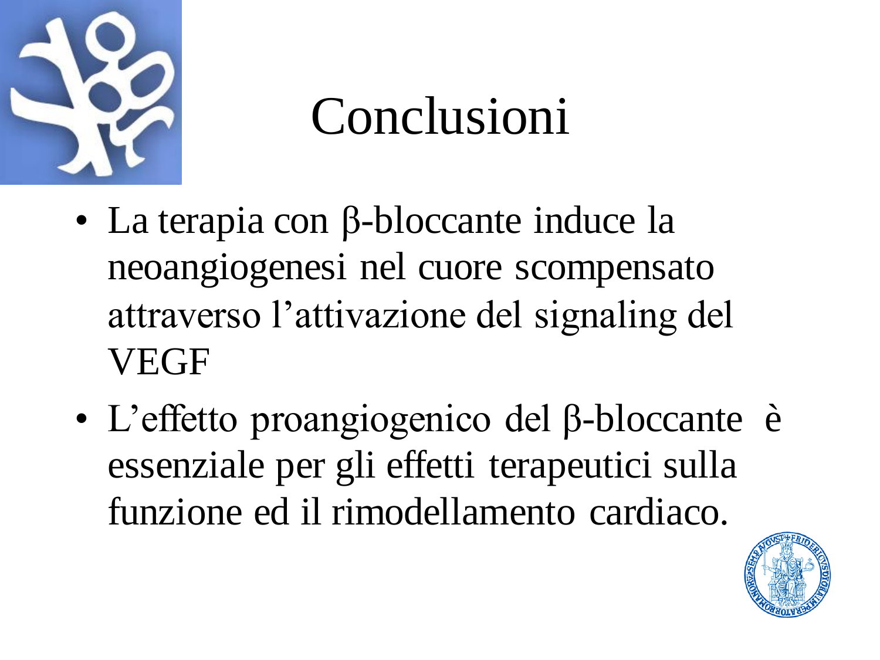# Conclusioni

- La terapia con β-bloccante induce la neoangiogenesi nel cuore scompensato attraverso l'attivazione del signaling del VEGF
- L'effetto proangiogenico del β-bloccante è essenziale per gli effetti terapeutici sulla funzione ed il rimodellamento cardiaco.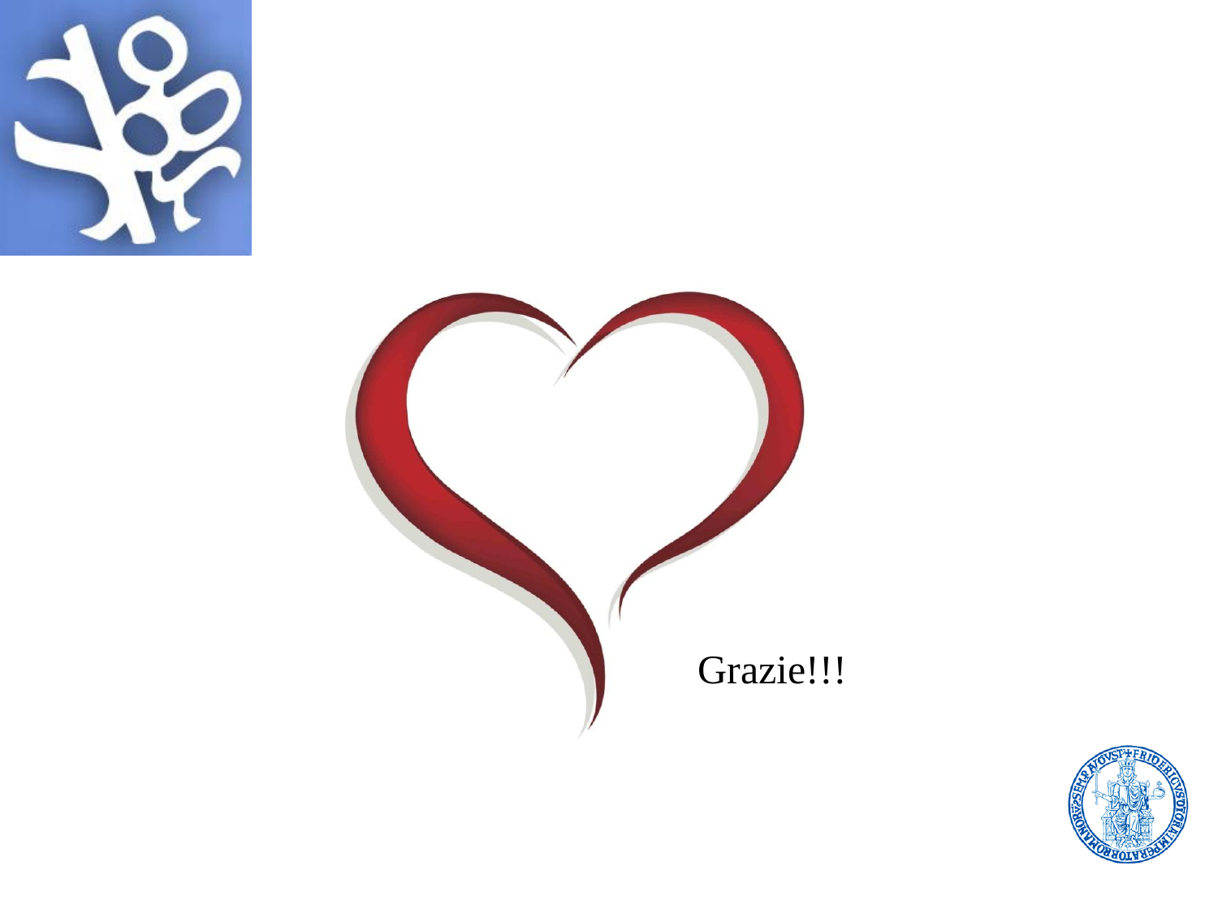Grazie!!!